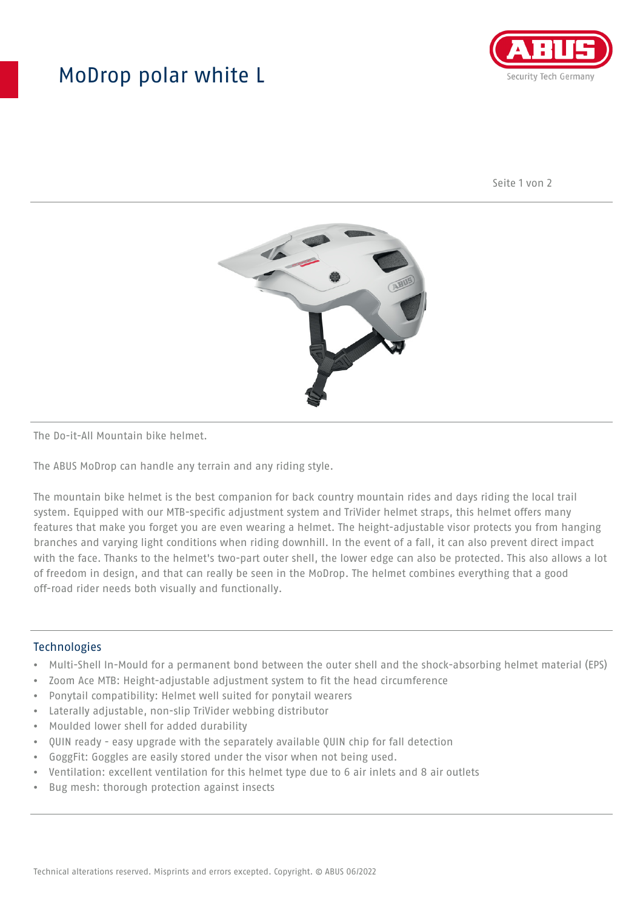# ModDrop polar white L

The Do-it-All Mountain bike helmet.

The ABUS MoDrop can handle any terrain and any riding style.

The mountain bike helmet is the best companion for back country mountain rides and days riding the local trail system. Equipped with our MTB-specific adjustment system and TriVider helmet straps, this helmet offers many features that make you forget you are even wearing a helmet. The height-adjustable visor protects you from hanging branches and varying light conditions when riding downhill. In the event of a fall, it can also prevent direct impact with the face. Thanks to the helmet's two-part outer shell, the lower edge can also be protected. This also allows a lot of freedom in design, and that can really be seen in the MoDrop. The helmet combines everything that a good off-road rider needs both visually and functionally.

## Technologies

- Multi-Shell In-Mould for a permanent bond between the outer shell and the shock-absorbing helmet material (EPS)
- Zoom Ace MTB: Height-adjustable adjustment system to fit the head circumference
- Ponytail compatibility: Helmet well suited for ponytail wearers
- Laterally adjustable, non-slip TriVider webbing distributor
- Moulded lower shell for added durability
- QUIN ready - easy upgrade with the separately available QUIN chip for fall detection
- GoggFit: Goggles are easily stored under the visor when not being used.
- Ventilation: excellent ventilation for this helmet type due to 6 air inlets and 8 air outlets
- Bug mesh: thorough protection against insects

Technical alterations reserved. Misprints and errors excepted. Copyright. © ABUS 06/2022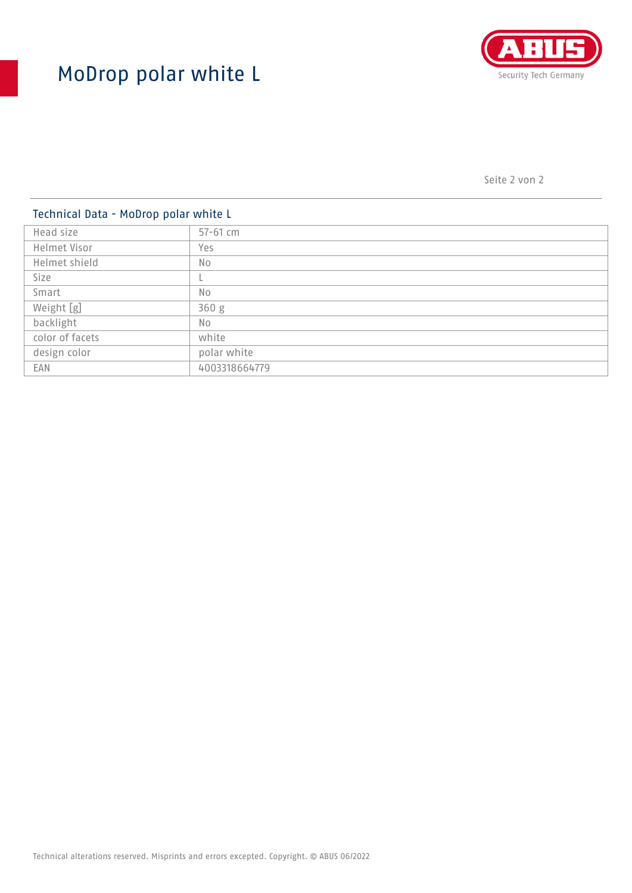# MoDrop polar white L

## Technical Data - MoDrop polar white L

| | |
|---|---|
| Head size | 57-61 cm |
| Helmet Visor | Yes |
| Helmet shield | No |
| Size | L |
| Smart | No |
| Weight [g] | 360 g |
| backlight | No |
| color of facets | white |
| design color | polar white |
| EAN | 4003318664779 |

Technical alterations reserved. Misprints and errors excepted. Copyright. © ABUS 06/2022